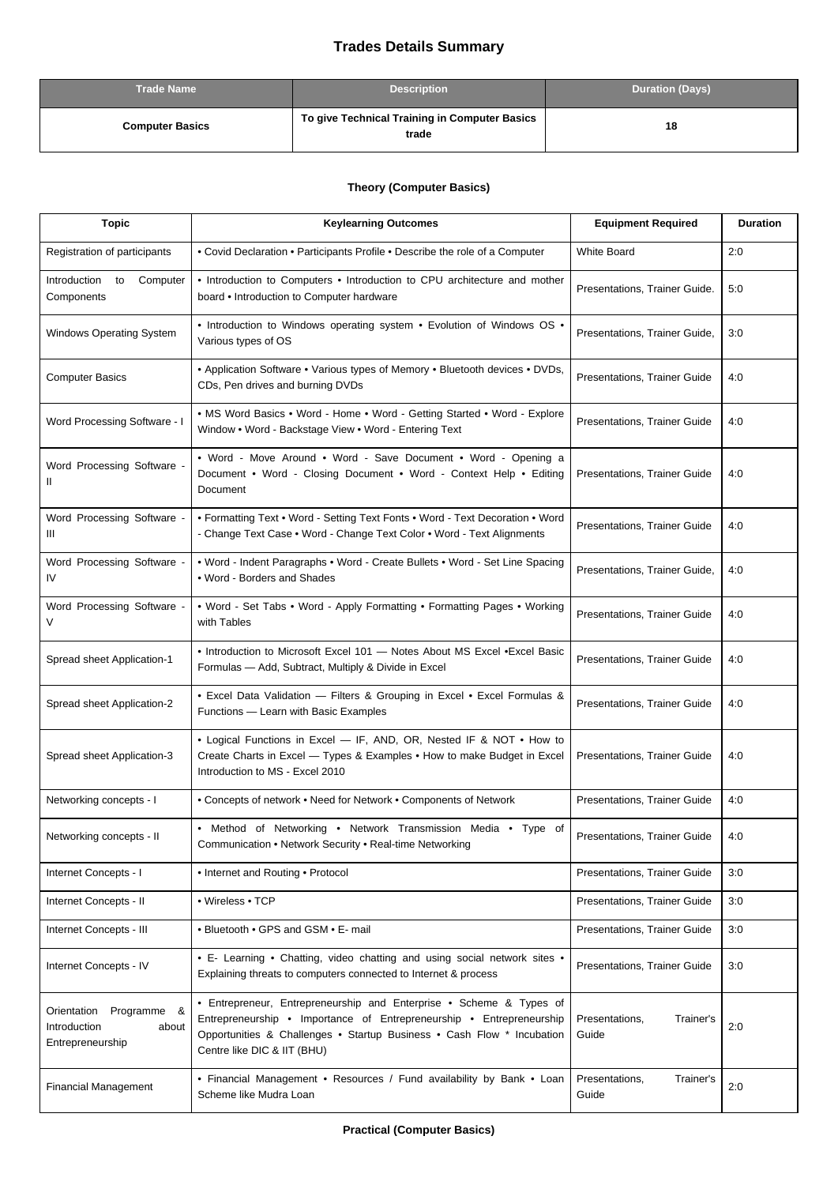# Trades Details Summary

| Trade Name | Description | Duration (Days) |
|---|---|---|
| **Computer Basics** | **To give Technical Training in Computer Basics trade** | **18** |

### Theory (Computer Basics)

| Topic | Keylearning Outcomes | Equipment Required | Duration |
|---|---|---|---|
| Registration of participants | • Covid Declaration • Participants Profile • Describe the role of a Computer | White Board | 2:0 |
| Introduction to Computer Components | • Introduction to Computers • Introduction to CPU architecture and mother board • Introduction to Computer hardware | Presentations, Trainer Guide. | 5:0 |
| Windows Operating System | • Introduction to Windows operating system • Evolution of Windows OS • Various types of OS | Presentations, Trainer Guide, | 3:0 |
| Computer Basics | • Application Software • Various types of Memory • Bluetooth devices • DVDs, CDs, Pen drives and burning DVDs | Presentations, Trainer Guide | 4:0 |
| Word Processing Software - I | • MS Word Basics • Word - Home • Word - Getting Started • Word - Explore Window • Word - Backstage View • Word - Entering Text | Presentations, Trainer Guide | 4:0 |
| Word Processing Software - II | • Word - Move Around • Word - Save Document • Word - Opening a Document • Word - Closing Document • Word - Context Help • Editing Document | Presentations, Trainer Guide | 4:0 |
| Word Processing Software - III | • Formatting Text • Word - Setting Text Fonts • Word - Text Decoration • Word - Change Text Case • Word - Change Text Color • Word - Text Alignments | Presentations, Trainer Guide | 4:0 |
| Word Processing Software - IV | • Word - Indent Paragraphs • Word - Create Bullets • Word - Set Line Spacing • Word - Borders and Shades | Presentations, Trainer Guide, | 4:0 |
| Word Processing Software - V | • Word - Set Tabs • Word - Apply Formatting • Formatting Pages • Working with Tables | Presentations, Trainer Guide | 4:0 |
| Spread sheet Application-1 | • Introduction to Microsoft Excel 101 — Notes About MS Excel •Excel Basic Formulas — Add, Subtract, Multiply & Divide in Excel | Presentations, Trainer Guide | 4:0 |
| Spread sheet Application-2 | • Excel Data Validation — Filters & Grouping in Excel • Excel Formulas & Functions — Learn with Basic Examples | Presentations, Trainer Guide | 4:0 |
| Spread sheet Application-3 | • Logical Functions in Excel — IF, AND, OR, Nested IF & NOT • How to Create Charts in Excel — Types & Examples • How to make Budget in Excel Introduction to MS - Excel 2010 | Presentations, Trainer Guide | 4:0 |
| Networking concepts - I | • Concepts of network • Need for Network • Components of Network | Presentations, Trainer Guide | 4:0 |
| Networking concepts - II | • Method of Networking • Network Transmission Media • Type of Communication • Network Security • Real-time Networking | Presentations, Trainer Guide | 4:0 |
| Internet Concepts - I | • Internet and Routing • Protocol | Presentations, Trainer Guide | 3:0 |
| Internet Concepts - II | • Wireless • TCP | Presentations, Trainer Guide | 3:0 |
| Internet Concepts - III | • Bluetooth • GPS and GSM • E- mail | Presentations, Trainer Guide | 3:0 |
| Internet Concepts - IV | • E- Learning • Chatting, video chatting and using social network sites • Explaining threats to computers connected to Internet & process | Presentations, Trainer Guide | 3:0 |
| Orientation Programme & Introduction about Entrepreneurship | • Entrepreneur, Entrepreneurship and Enterprise • Scheme & Types of Entrepreneurship • Importance of Entrepreneurship • Entrepreneurship Opportunities & Challenges • Startup Business • Cash Flow * Incubation Centre like DIC & IIT (BHU) | Presentations, Trainer's Guide | 2:0 |
| Financial Management | • Financial Management • Resources / Fund availability by Bank • Loan Scheme like Mudra Loan | Presentations, Trainer's Guide | 2:0 |

### Practical (Computer Basics)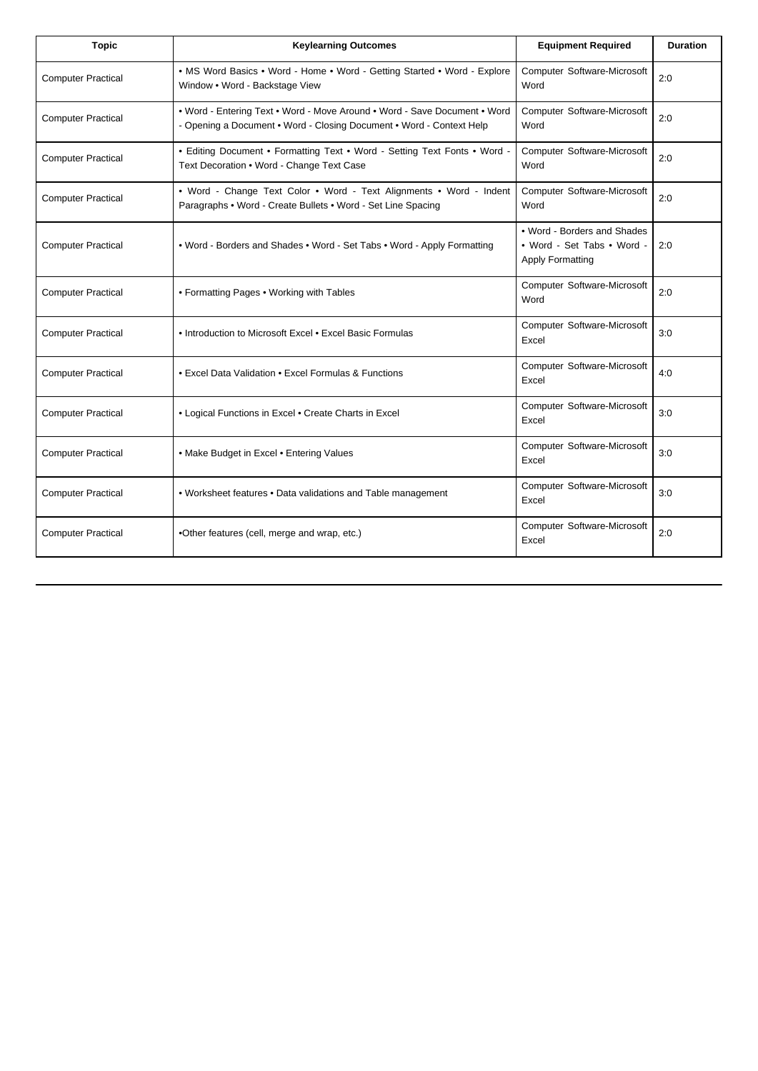| Topic | Keylearning Outcomes | Equipment Required | Duration |
|---|---|---|---|
| Computer Practical | • MS Word Basics • Word - Home • Word - Getting Started • Word - Explore Window • Word - Backstage View | Computer Software-Microsoft Word | 2:0 |
| Computer Practical | • Word - Entering Text • Word - Move Around • Word - Save Document • Word - Opening a Document • Word - Closing Document • Word - Context Help | Computer Software-Microsoft Word | 2:0 |
| Computer Practical | • Editing Document • Formatting Text • Word - Setting Text Fonts • Word - Text Decoration • Word - Change Text Case | Computer Software-Microsoft Word | 2:0 |
| Computer Practical | • Word - Change Text Color • Word - Text Alignments • Word - Indent Paragraphs • Word - Create Bullets • Word - Set Line Spacing | Computer Software-Microsoft Word | 2:0 |
| Computer Practical | • Word - Borders and Shades • Word - Set Tabs • Word - Apply Formatting | • Word - Borders and Shades • Word - Set Tabs • Word - Apply Formatting | 2:0 |
| Computer Practical | • Formatting Pages • Working with Tables | Computer Software-Microsoft Word | 2:0 |
| Computer Practical | • Introduction to Microsoft Excel • Excel Basic Formulas | Computer Software-Microsoft Excel | 3:0 |
| Computer Practical | • Excel Data Validation • Excel Formulas & Functions | Computer Software-Microsoft Excel | 4:0 |
| Computer Practical | • Logical Functions in Excel • Create Charts in Excel | Computer Software-Microsoft Excel | 3:0 |
| Computer Practical | • Make Budget in Excel • Entering Values | Computer Software-Microsoft Excel | 3:0 |
| Computer Practical | • Worksheet features • Data validations and Table management | Computer Software-Microsoft Excel | 3:0 |
| Computer Practical | •Other features (cell, merge and wrap, etc.) | Computer Software-Microsoft Excel | 2:0 |